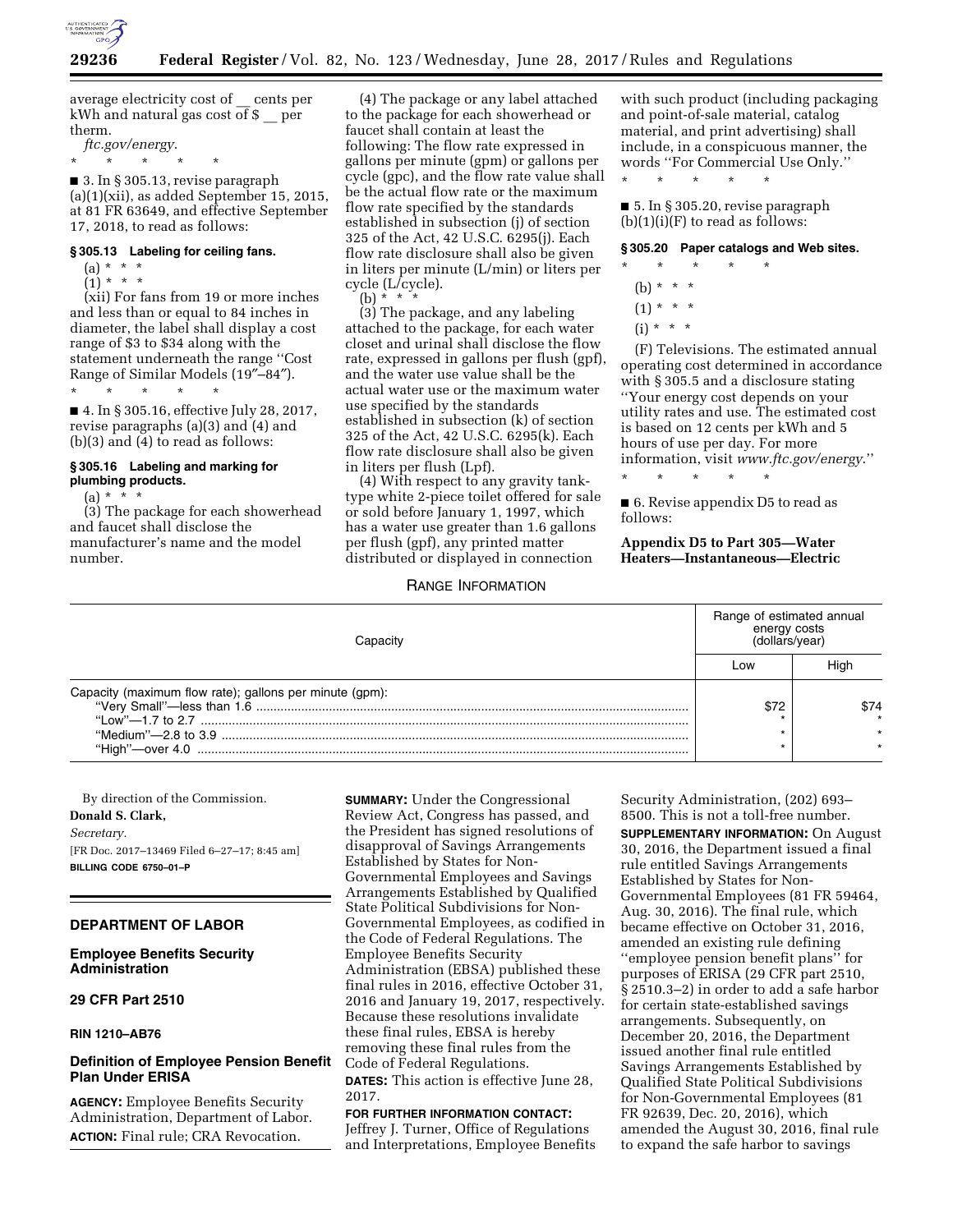average electricity cost of __ cents per kWh and natural gas cost of $ __ per therm.

*ftc.gov/energy.*

\* \* \* \* \*

■ 3. In § 305.13, revise paragraph (a)(1)(xii), as added September 15, 2015, at 81 FR 63649, and effective September 17, 2018, to read as follows:

### § 305.13 Labeling for ceiling fans.

(a) \* \* \*

(1) \* \* \*

(xii) For fans from 19 or more inches and less than or equal to 84 inches in diameter, the label shall display a cost range of $3 to $34 along with the statement underneath the range "Cost Range of Similar Models (19″–84″).

\* \* \* \* \*

■ 4. In § 305.16, effective July 28, 2017, revise paragraphs (a)(3) and (4) and (b)(3) and (4) to read as follows:

### § 305.16 Labeling and marking for plumbing products.

(a) \* \* \*

(3) The package for each showerhead and faucet shall disclose the manufacturer's name and the model number.

(4) The package or any label attached to the package for each showerhead or faucet shall contain at least the following: The flow rate expressed in gallons per minute (gpm) or gallons per cycle (gpc), and the flow rate value shall be the actual flow rate or the maximum flow rate specified by the standards established in subsection (j) of section 325 of the Act, 42 U.S.C. 6295(j). Each flow rate disclosure shall also be given in liters per minute (L/min) or liters per cycle (L/cycle).

(b) \* \* \*

(3) The package, and any labeling attached to the package, for each water closet and urinal shall disclose the flow rate, expressed in gallons per flush (gpf), and the water use value shall be the actual water use or the maximum water use specified by the standards established in subsection (k) of section 325 of the Act, 42 U.S.C. 6295(k). Each flow rate disclosure shall also be given in liters per flush (Lpf).

(4) With respect to any gravity tank-type white 2-piece toilet offered for sale or sold before January 1, 1997, which has a water use greater than 1.6 gallons per flush (gpf), any printed matter distributed or displayed in connection with such product (including packaging and point-of-sale material, catalog material, and print advertising) shall include, in a conspicuous manner, the words "For Commercial Use Only."

\* \* \* \* \*

■ 5. In § 305.20, revise paragraph (b)(1)(i)(F) to read as follows:

### § 305.20 Paper catalogs and Web sites.

\* \* \* \* \*

(b) \* \* \*

(1) \* \* \*

(i) \* \* \*

(F) Televisions. The estimated annual operating cost determined in accordance with § 305.5 and a disclosure stating "Your energy cost depends on your utility rates and use. The estimated cost is based on 12 cents per kWh and 5 hours of use per day. For more information, visit *www.ftc.gov/energy.*"

\* \* \* \* \*

■ 6. Revise appendix D5 to read as follows:

**Appendix D5 to Part 305—Water Heaters—Instantaneous—Electric**

RANGE INFORMATION

| Capacity | Range of estimated annual energy costs (dollars/year) | |
|---|---|---|
| | Low | High |
| Capacity (maximum flow rate); gallons per minute (gpm): | | |
| "Very Small"—less than 1.6 | $72 | $74 |
| "Low"—1.7 to 2.7 | * | * |
| "Medium"—2.8 to 3.9 | * | * |
| "High"—over 4.0 | * | * |

By direction of the Commission.

**Donald S. Clark,**

*Secretary.*

[FR Doc. 2017–13469 Filed 6–27–17; 8:45 am]

**BILLING CODE 6750–01–P**

---

## DEPARTMENT OF LABOR

### Employee Benefits Security Administration

### 29 CFR Part 2510

### RIN 1210–AB76

### Definition of Employee Pension Benefit Plan Under ERISA

**AGENCY:** Employee Benefits Security Administration, Department of Labor.

**ACTION:** Final rule; CRA Revocation.

**SUMMARY:** Under the Congressional Review Act, Congress has passed, and the President has signed resolutions of disapproval of Savings Arrangements Established by States for Non-Governmental Employees and Savings Arrangements Established by Qualified State Political Subdivisions for Non-Governmental Employees, as codified in the Code of Federal Regulations. The Employee Benefits Security Administration (EBSA) published these final rules in 2016, effective October 31, 2016 and January 19, 2017, respectively. Because these resolutions invalidate these final rules, EBSA is hereby removing these final rules from the Code of Federal Regulations.

**DATES:** This action is effective June 28, 2017.

**FOR FURTHER INFORMATION CONTACT:** Jeffrey J. Turner, Office of Regulations and Interpretations, Employee Benefits Security Administration, (202) 693–8500. This is not a toll-free number.

**SUPPLEMENTARY INFORMATION:** On August 30, 2016, the Department issued a final rule entitled Savings Arrangements Established by States for Non-Governmental Employees (81 FR 59464, Aug. 30, 2016). The final rule, which became effective on October 31, 2016, amended an existing rule defining "employee pension benefit plans" for purposes of ERISA (29 CFR part 2510, § 2510.3–2) in order to add a safe harbor for certain state-established savings arrangements. Subsequently, on December 20, 2016, the Department issued another final rule entitled Savings Arrangements Established by Qualified State Political Subdivisions for Non-Governmental Employees (81 FR 92639, Dec. 20, 2016), which amended the August 30, 2016, final rule to expand the safe harbor to savings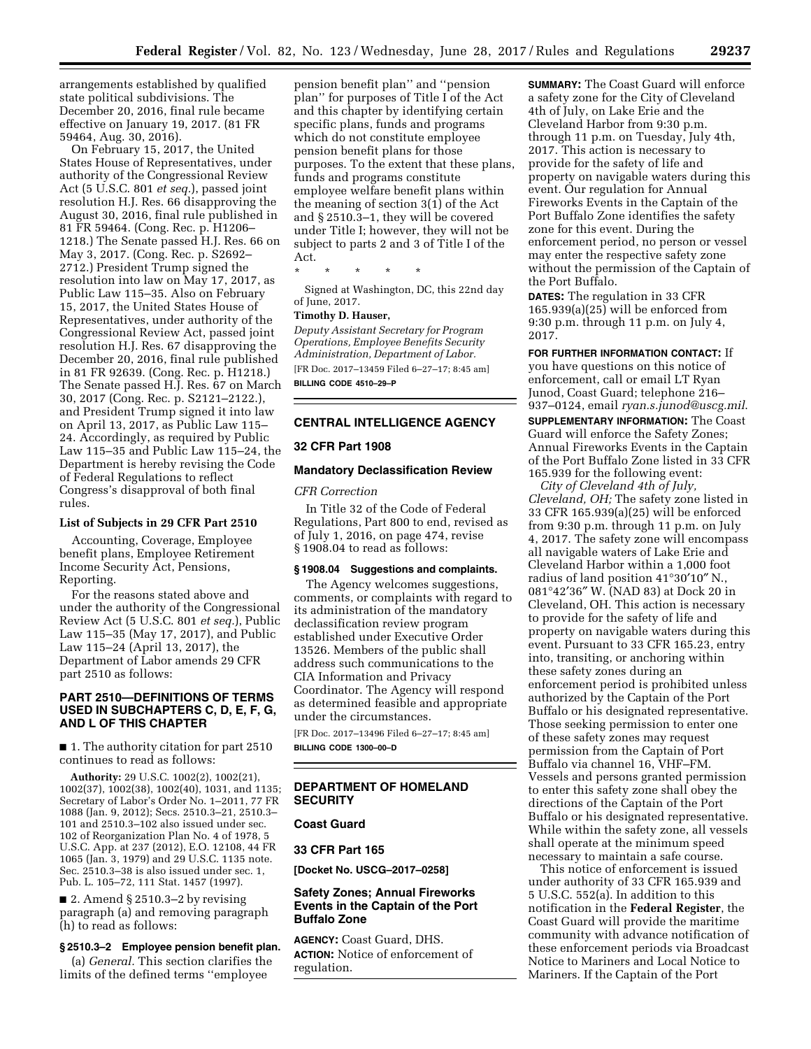arrangements established by qualified state political subdivisions. The December 20, 2016, final rule became effective on January 19, 2017. (81 FR 59464, Aug. 30, 2016).

On February 15, 2017, the United States House of Representatives, under authority of the Congressional Review Act (5 U.S.C. 801 *et seq.*), passed joint resolution H.J. Res. 66 disapproving the August 30, 2016, final rule published in 81 FR 59464. (Cong. Rec. p. H1206–1218.) The Senate passed H.J. Res. 66 on May 3, 2017. (Cong. Rec. p. S2692–2712.) President Trump signed the resolution into law on May 17, 2017, as Public Law 115–35. Also on February 15, 2017, the United States House of Representatives, under authority of the Congressional Review Act, passed joint resolution H.J. Res. 67 disapproving the December 20, 2016, final rule published in 81 FR 92639. (Cong. Rec. p. H1218.) The Senate passed H.J. Res. 67 on March 30, 2017 (Cong. Rec. p. S2121–2122.), and President Trump signed it into law on April 13, 2017, as Public Law 115–24. Accordingly, as required by Public Law 115–35 and Public Law 115–24, the Department is hereby revising the Code of Federal Regulations to reflect Congress's disapproval of both final rules.

**List of Subjects in 29 CFR Part 2510**

Accounting, Coverage, Employee benefit plans, Employee Retirement Income Security Act, Pensions, Reporting.

For the reasons stated above and under the authority of the Congressional Review Act (5 U.S.C. 801 *et seq.*), Public Law 115–35 (May 17, 2017), and Public Law 115–24 (April 13, 2017), the Department of Labor amends 29 CFR part 2510 as follows:

**PART 2510—DEFINITIONS OF TERMS USED IN SUBCHAPTERS C, D, E, F, G, AND L OF THIS CHAPTER**

■ 1. The authority citation for part 2510 continues to read as follows:

**Authority:** 29 U.S.C. 1002(2), 1002(21), 1002(37), 1002(38), 1002(40), 1031, and 1135; Secretary of Labor's Order No. 1–2011, 77 FR 1088 (Jan. 9, 2012); Secs. 2510.3–21, 2510.3–101 and 2510.3–102 also issued under sec. 102 of Reorganization Plan No. 4 of 1978, 5 U.S.C. App. at 237 (2012), E.O. 12108, 44 FR 1065 (Jan. 3, 1979) and 29 U.S.C. 1135 note. Sec. 2510.3–38 is also issued under sec. 1, Pub. L. 105–72, 111 Stat. 1457 (1997).

■ 2. Amend § 2510.3–2 by revising paragraph (a) and removing paragraph (h) to read as follows:

**§ 2510.3–2 Employee pension benefit plan.**

(a) *General.* This section clarifies the limits of the defined terms ''employee pension benefit plan'' and ''pension plan'' for purposes of Title I of the Act and this chapter by identifying certain specific plans, funds and programs which do not constitute employee pension benefit plans for those purposes. To the extent that these plans, funds and programs constitute employee welfare benefit plans within the meaning of section 3(1) of the Act and § 2510.3–1, they will be covered under Title I; however, they will not be subject to parts 2 and 3 of Title I of the Act.

\* \* \* \* \*

Signed at Washington, DC, this 22nd day of June, 2017.

**Timothy D. Hauser,**

*Deputy Assistant Secretary for Program Operations, Employee Benefits Security Administration, Department of Labor.*

[FR Doc. 2017–13459 Filed 6–27–17; 8:45 am]

**BILLING CODE 4510–29–P**

## CENTRAL INTELLIGENCE AGENCY

## 32 CFR Part 1908

## Mandatory Declassification Review

*CFR Correction*

In Title 32 of the Code of Federal Regulations, Part 800 to end, revised as of July 1, 2016, on page 474, revise § 1908.04 to read as follows:

**§ 1908.04 Suggestions and complaints.**

The Agency welcomes suggestions, comments, or complaints with regard to its administration of the mandatory declassification review program established under Executive Order 13526. Members of the public shall address such communications to the CIA Information and Privacy Coordinator. The Agency will respond as determined feasible and appropriate under the circumstances.

[FR Doc. 2017–13496 Filed 6–27–17; 8:45 am]

**BILLING CODE 1300–00–D**

## DEPARTMENT OF HOMELAND SECURITY

## Coast Guard

## 33 CFR Part 165

**[Docket No. USCG–2017–0258]**

## Safety Zones; Annual Fireworks Events in the Captain of the Port Buffalo Zone

**AGENCY:** Coast Guard, DHS.

**ACTION:** Notice of enforcement of regulation.

**SUMMARY:** The Coast Guard will enforce a safety zone for the City of Cleveland 4th of July, on Lake Erie and the Cleveland Harbor from 9:30 p.m. through 11 p.m. on Tuesday, July 4th, 2017. This action is necessary to provide for the safety of life and property on navigable waters during this event. Our regulation for Annual Fireworks Events in the Captain of the Port Buffalo Zone identifies the safety zone for this event. During the enforcement period, no person or vessel may enter the respective safety zone without the permission of the Captain of the Port Buffalo.

**DATES:** The regulation in 33 CFR 165.939(a)(25) will be enforced from 9:30 p.m. through 11 p.m. on July 4, 2017.

**FOR FURTHER INFORMATION CONTACT:** If you have questions on this notice of enforcement, call or email LT Ryan Junod, Coast Guard; telephone 216–937–0124, email *ryan.s.junod@uscg.mil*.

**SUPPLEMENTARY INFORMATION:** The Coast Guard will enforce the Safety Zones; Annual Fireworks Events in the Captain of the Port Buffalo Zone listed in 33 CFR 165.939 for the following event:

*City of Cleveland 4th of July, Cleveland, OH;* The safety zone listed in 33 CFR 165.939(a)(25) will be enforced from 9:30 p.m. through 11 p.m. on July 4, 2017. The safety zone will encompass all navigable waters of Lake Erie and Cleveland Harbor within a 1,000 foot radius of land position 41°30′10″ N., 081°42′36″ W. (NAD 83) at Dock 20 in Cleveland, OH. This action is necessary to provide for the safety of life and property on navigable waters during this event. Pursuant to 33 CFR 165.23, entry into, transiting, or anchoring within these safety zones during an enforcement period is prohibited unless authorized by the Captain of the Port Buffalo or his designated representative. Those seeking permission to enter one of these safety zones may request permission from the Captain of Port Buffalo via channel 16, VHF–FM. Vessels and persons granted permission to enter this safety zone shall obey the directions of the Captain of the Port Buffalo or his designated representative. While within the safety zone, all vessels shall operate at the minimum speed necessary to maintain a safe course.

This notice of enforcement is issued under authority of 33 CFR 165.939 and 5 U.S.C. 552(a). In addition to this notification in the **Federal Register**, the Coast Guard will provide the maritime community with advance notification of these enforcement periods via Broadcast Notice to Mariners and Local Notice to Mariners. If the Captain of the Port